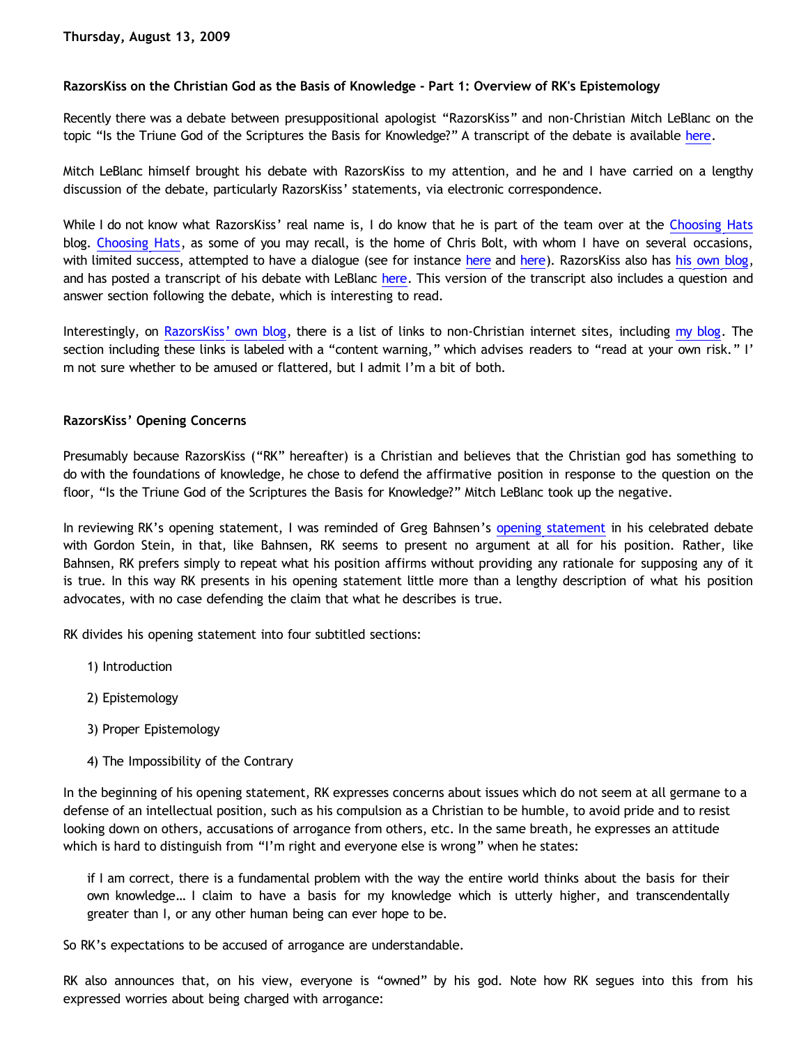**Thursday, August 13, 2009**

### RazorsKiss on the Christian God as the Basis of Knowledge - Part 1: Overview of RK's Epistemology

Recently there was a debate between presuppositional apologist "RazorsKiss" and non-Christian Mitch LeBlanc on the topic "Is the Triune God of the Scriptures the Basis for Knowledge?" A transcript of the debate is available here.

Mitch LeBlanc himself brought his debate with RazorsKiss to my attention, and he and I have carried on a lengthy discussion of the debate, particularly RazorsKiss' statements, via electronic correspondence.

While I do not know what RazorsKiss' real name is, I do know that he is part of the team over at the Choosing Hats blog. Choosing Hats, as some of you may recall, is the home of Chris Bolt, with whom I have on several occasions, with limited success, attempted to have a dialogue (see for instance here and here). RazorsKiss also has his own blog, and has posted a transcript of his debate with LeBlanc here. This version of the transcript also includes a question and answer section following the debate, which is interesting to read.

Interestingly, on RazorsKiss' own blog, there is a list of links to non-Christian internet sites, including my blog. The section including these links is labeled with a "content warning," which advises readers to "read at your own risk." I'm not sure whether to be amused or flattered, but I admit I'm a bit of both.

**RazorsKiss' Opening Concerns**

Presumably because RazorsKiss ("RK" hereafter) is a Christian and believes that the Christian god has something to do with the foundations of knowledge, he chose to defend the affirmative position in response to the question on the floor, "Is the Triune God of the Scriptures the Basis for Knowledge?" Mitch LeBlanc took up the negative.

In reviewing RK's opening statement, I was reminded of Greg Bahnsen's opening statement in his celebrated debate with Gordon Stein, in that, like Bahnsen, RK seems to present no argument at all for his position. Rather, like Bahnsen, RK prefers simply to repeat what his position affirms without providing any rationale for supposing any of it is true. In this way RK presents in his opening statement little more than a lengthy description of what his position advocates, with no case defending the claim that what he describes is true.

RK divides his opening statement into four subtitled sections:

1) Introduction

2) Epistemology

3) Proper Epistemology

4) The Impossibility of the Contrary

In the beginning of his opening statement, RK expresses concerns about issues which do not seem at all germane to a defense of an intellectual position, such as his compulsion as a Christian to be humble, to avoid pride and to resist looking down on others, accusations of arrogance from others, etc. In the same breath, he expresses an attitude which is hard to distinguish from "I'm right and everyone else is wrong" when he states:

> if I am correct, there is a fundamental problem with the way the entire world thinks about the basis for their own knowledge… I claim to have a basis for my knowledge which is utterly higher, and transcendentally greater than I, or any other human being can ever hope to be.

So RK's expectations to be accused of arrogance are understandable.

RK also announces that, on his view, everyone is "owned" by his god. Note how RK segues into this from his expressed worries about being charged with arrogance: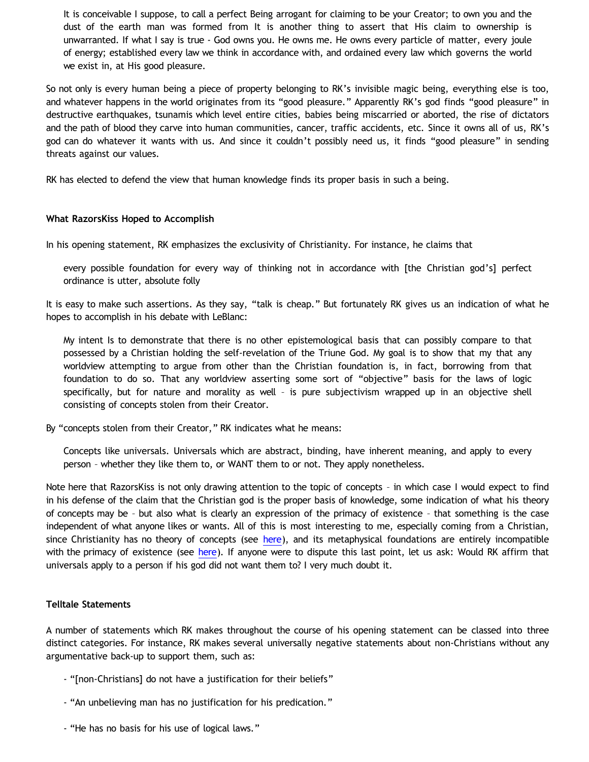> It is conceivable I suppose, to call a perfect Being arrogant for claiming to be your Creator; to own you and the dust of the earth man was formed from It is another thing to assert that His claim to ownership is unwarranted. If what I say is true - God owns you. He owns me. He owns every particle of matter, every joule of energy; established every law we think in accordance with, and ordained every law which governs the world we exist in, at His good pleasure.

So not only is every human being a piece of property belonging to RK's invisible magic being, everything else is too, and whatever happens in the world originates from its "good pleasure." Apparently RK's god finds "good pleasure" in destructive earthquakes, tsunamis which level entire cities, babies being miscarried or aborted, the rise of dictators and the path of blood they carve into human communities, cancer, traffic accidents, etc. Since it owns all of us, RK's god can do whatever it wants with us. And since it couldn't possibly need us, it finds "good pleasure" in sending threats against our values.

RK has elected to defend the view that human knowledge finds its proper basis in such a being.

**What RazorsKiss Hoped to Accomplish**

In his opening statement, RK emphasizes the exclusivity of Christianity. For instance, he claims that

> every possible foundation for every way of thinking not in accordance with [the Christian god's] perfect ordinance is utter, absolute folly

It is easy to make such assertions. As they say, "talk is cheap." But fortunately RK gives us an indication of what he hopes to accomplish in his debate with LeBlanc:

> My intent Is to demonstrate that there is no other epistemological basis that can possibly compare to that possessed by a Christian holding the self-revelation of the Triune God. My goal is to show that my that any worldview attempting to argue from other than the Christian foundation is, in fact, borrowing from that foundation to do so. That any worldview asserting some sort of "objective" basis for the laws of logic specifically, but for nature and morality as well – is pure subjectivism wrapped up in an objective shell consisting of concepts stolen from their Creator.

By "concepts stolen from their Creator," RK indicates what he means:

> Concepts like universals. Universals which are abstract, binding, have inherent meaning, and apply to every person – whether they like them to, or WANT them to or not. They apply nonetheless.

Note here that RazorsKiss is not only drawing attention to the topic of concepts – in which case I would expect to find in his defense of the claim that the Christian god is the proper basis of knowledge, some indication of what his theory of concepts may be – but also what is clearly an expression of the primacy of existence – that something is the case independent of what anyone likes or wants. All of this is most interesting to me, especially coming from a Christian, since Christianity has no theory of concepts (see here), and its metaphysical foundations are entirely incompatible with the primacy of existence (see here). If anyone were to dispute this last point, let us ask: Would RK affirm that universals apply to a person if his god did not want them to? I very much doubt it.

**Telltale Statements**

A number of statements which RK makes throughout the course of his opening statement can be classed into three distinct categories. For instance, RK makes several universally negative statements about non-Christians without any argumentative back-up to support them, such as:

> - "[non-Christians] do not have a justification for their beliefs"
>
> - "An unbelieving man has no justification for his predication."
>
> - "He has no basis for his use of logical laws."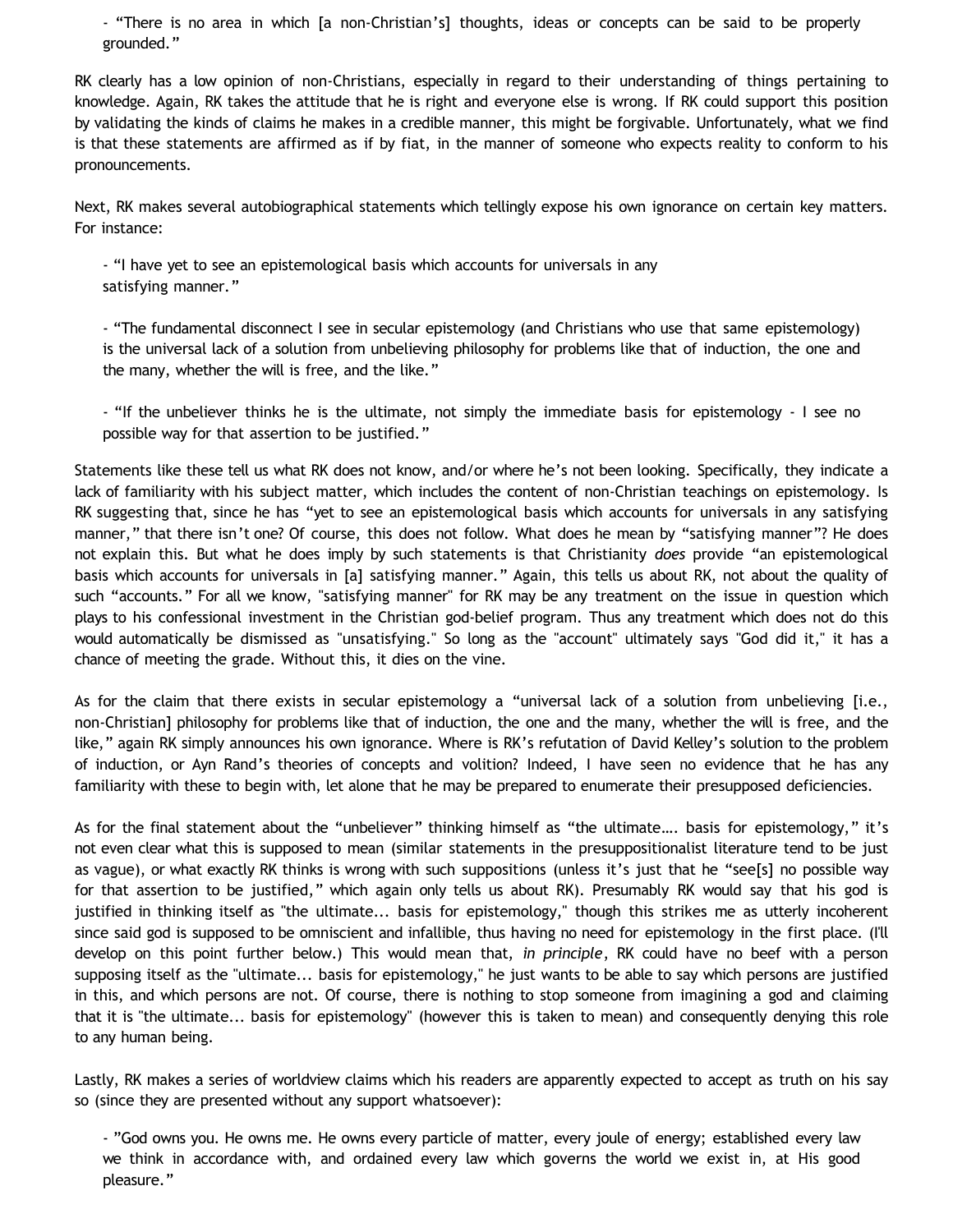- "There is no area in which [a non-Christian's] thoughts, ideas or concepts can be said to be properly grounded."

RK clearly has a low opinion of non-Christians, especially in regard to their understanding of things pertaining to knowledge. Again, RK takes the attitude that he is right and everyone else is wrong. If RK could support this position by validating the kinds of claims he makes in a credible manner, this might be forgivable. Unfortunately, what we find is that these statements are affirmed as if by fiat, in the manner of someone who expects reality to conform to his pronouncements.

Next, RK makes several autobiographical statements which tellingly expose his own ignorance on certain key matters. For instance:

- "I have yet to see an epistemological basis which accounts for universals in any satisfying manner."

- "The fundamental disconnect I see in secular epistemology (and Christians who use that same epistemology) is the universal lack of a solution from unbelieving philosophy for problems like that of induction, the one and the many, whether the will is free, and the like."

- "If the unbeliever thinks he is the ultimate, not simply the immediate basis for epistemology - I see no possible way for that assertion to be justified."

Statements like these tell us what RK does not know, and/or where he's not been looking. Specifically, they indicate a lack of familiarity with his subject matter, which includes the content of non-Christian teachings on epistemology. Is RK suggesting that, since he has "yet to see an epistemological basis which accounts for universals in any satisfying manner," that there isn't one? Of course, this does not follow. What does he mean by "satisfying manner"? He does not explain this. But what he does imply by such statements is that Christianity *does* provide "an epistemological basis which accounts for universals in [a] satisfying manner." Again, this tells us about RK, not about the quality of such "accounts." For all we know, "satisfying manner" for RK may be any treatment on the issue in question which plays to his confessional investment in the Christian god-belief program. Thus any treatment which does not do this would automatically be dismissed as "unsatisfying." So long as the "account" ultimately says "God did it," it has a chance of meeting the grade. Without this, it dies on the vine.

As for the claim that there exists in secular epistemology a "universal lack of a solution from unbelieving [i.e., non-Christian] philosophy for problems like that of induction, the one and the many, whether the will is free, and the like," again RK simply announces his own ignorance. Where is RK's refutation of David Kelley's solution to the problem of induction, or Ayn Rand's theories of concepts and volition? Indeed, I have seen no evidence that he has any familiarity with these to begin with, let alone that he may be prepared to enumerate their presupposed deficiencies.

As for the final statement about the "unbeliever" thinking himself as "the ultimate…. basis for epistemology," it's not even clear what this is supposed to mean (similar statements in the presuppositionalist literature tend to be just as vague), or what exactly RK thinks is wrong with such suppositions (unless it's just that he "see[s] no possible way for that assertion to be justified," which again only tells us about RK). Presumably RK would say that his god is justified in thinking itself as "the ultimate... basis for epistemology," though this strikes me as utterly incoherent since said god is supposed to be omniscient and infallible, thus having no need for epistemology in the first place. (I'll develop on this point further below.) This would mean that, *in principle*, RK could have no beef with a person supposing itself as the "ultimate... basis for epistemology," he just wants to be able to say which persons are justified in this, and which persons are not. Of course, there is nothing to stop someone from imagining a god and claiming that it is "the ultimate... basis for epistemology" (however this is taken to mean) and consequently denying this role to any human being.

Lastly, RK makes a series of worldview claims which his readers are apparently expected to accept as truth on his say so (since they are presented without any support whatsoever):

- "God owns you. He owns me. He owns every particle of matter, every joule of energy; established every law we think in accordance with, and ordained every law which governs the world we exist in, at His good pleasure."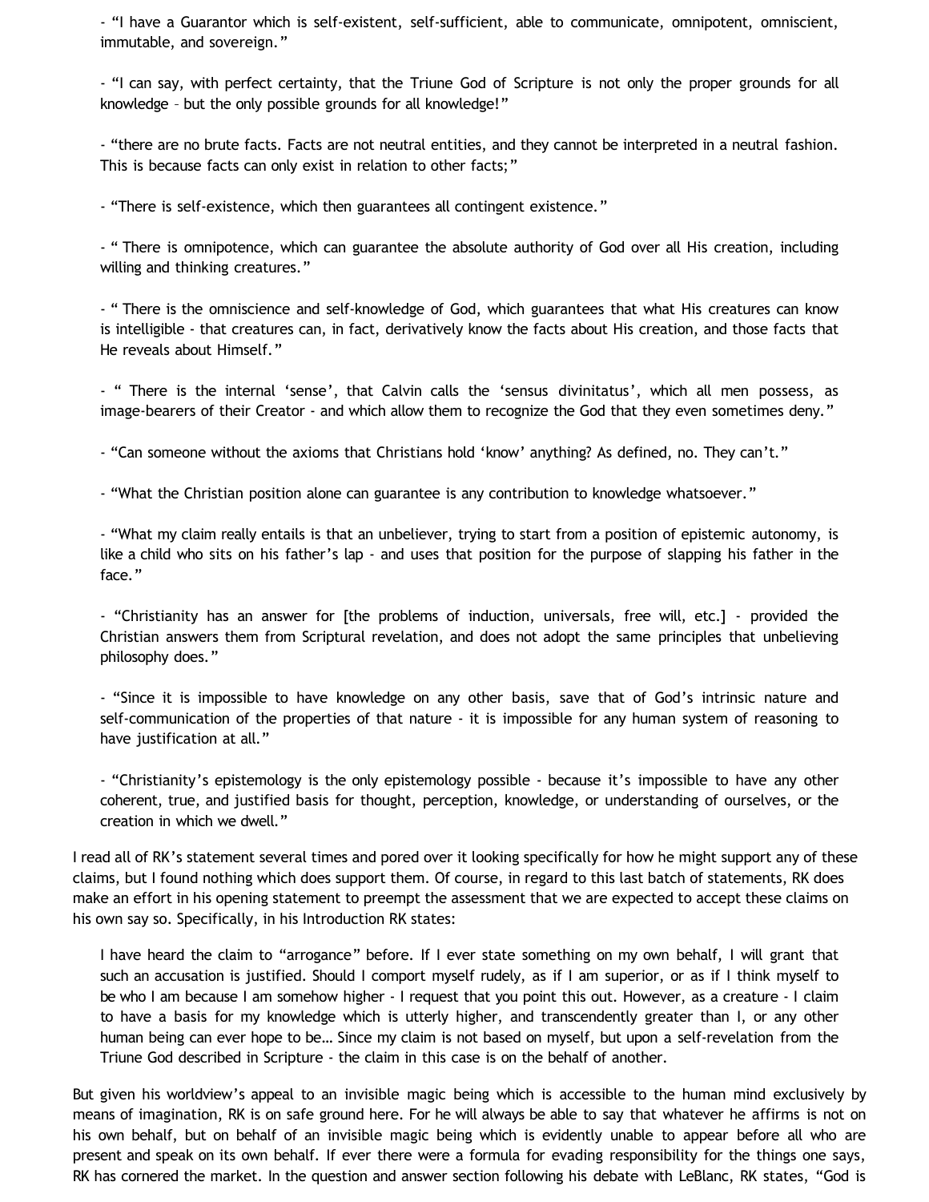- "I have a Guarantor which is self-existent, self-sufficient, able to communicate, omnipotent, omniscient, immutable, and sovereign."

- "I can say, with perfect certainty, that the Triune God of Scripture is not only the proper grounds for all knowledge – but the only possible grounds for all knowledge!"

- "there are no brute facts. Facts are not neutral entities, and they cannot be interpreted in a neutral fashion. This is because facts can only exist in relation to other facts;"

- "There is self-existence, which then guarantees all contingent existence."

- " There is omnipotence, which can guarantee the absolute authority of God over all His creation, including willing and thinking creatures."

- " There is the omniscience and self-knowledge of God, which guarantees that what His creatures can know is intelligible - that creatures can, in fact, derivatively know the facts about His creation, and those facts that He reveals about Himself."

- " There is the internal 'sense', that Calvin calls the 'sensus divinitatus', which all men possess, as image-bearers of their Creator - and which allow them to recognize the God that they even sometimes deny."

- "Can someone without the axioms that Christians hold 'know' anything? As defined, no. They can't."

- "What the Christian position alone can guarantee is any contribution to knowledge whatsoever."

- "What my claim really entails is that an unbeliever, trying to start from a position of epistemic autonomy, is like a child who sits on his father's lap - and uses that position for the purpose of slapping his father in the face."

- "Christianity has an answer for [the problems of induction, universals, free will, etc.] - provided the Christian answers them from Scriptural revelation, and does not adopt the same principles that unbelieving philosophy does."

- "Since it is impossible to have knowledge on any other basis, save that of God's intrinsic nature and self-communication of the properties of that nature - it is impossible for any human system of reasoning to have justification at all."

- "Christianity's epistemology is the only epistemology possible - because it's impossible to have any other coherent, true, and justified basis for thought, perception, knowledge, or understanding of ourselves, or the creation in which we dwell."

I read all of RK's statement several times and pored over it looking specifically for how he might support any of these claims, but I found nothing which does support them. Of course, in regard to this last batch of statements, RK does make an effort in his opening statement to preempt the assessment that we are expected to accept these claims on his own say so. Specifically, in his Introduction RK states:

> I have heard the claim to "arrogance" before. If I ever state something on my own behalf, I will grant that such an accusation is justified. Should I comport myself rudely, as if I am superior, or as if I think myself to be who I am because I am somehow higher - I request that you point this out. However, as a creature - I claim to have a basis for my knowledge which is utterly higher, and transcendently greater than I, or any other human being can ever hope to be… Since my claim is not based on myself, but upon a self-revelation from the Triune God described in Scripture - the claim in this case is on the behalf of another.

But given his worldview's appeal to an invisible magic being which is accessible to the human mind exclusively by means of imagination, RK is on safe ground here. For he will always be able to say that whatever he affirms is not on his own behalf, but on behalf of an invisible magic being which is evidently unable to appear before all who are present and speak on its own behalf. If ever there were a formula for evading responsibility for the things one says, RK has cornered the market. In the question and answer section following his debate with LeBlanc, RK states, "God is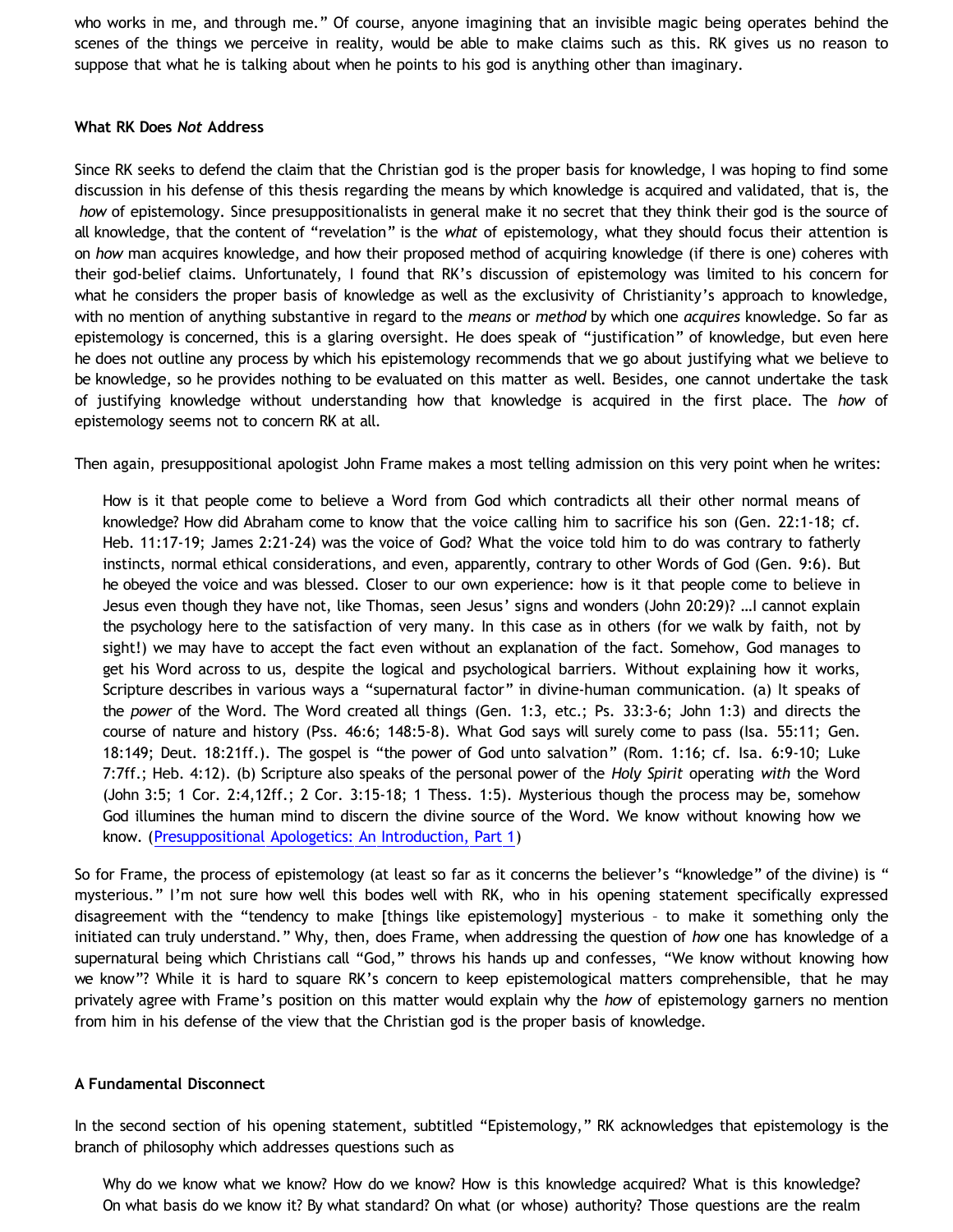who works in me, and through me." Of course, anyone imagining that an invisible magic being operates behind the scenes of the things we perceive in reality, would be able to make claims such as this. RK gives us no reason to suppose that what he is talking about when he points to his god is anything other than imaginary.

### What RK Does *Not* Address

Since RK seeks to defend the claim that the Christian god is the proper basis for knowledge, I was hoping to find some discussion in his defense of this thesis regarding the means by which knowledge is acquired and validated, that is, the *how* of epistemology. Since presuppositionalists in general make it no secret that they think their god is the source of all knowledge, that the content of "revelation" is the *what* of epistemology, what they should focus their attention is on *how* man acquires knowledge, and how their proposed method of acquiring knowledge (if there is one) coheres with their god-belief claims. Unfortunately, I found that RK's discussion of epistemology was limited to his concern for what he considers the proper basis of knowledge as well as the exclusivity of Christianity's approach to knowledge, with no mention of anything substantive in regard to the *means* or *method* by which one *acquires* knowledge. So far as epistemology is concerned, this is a glaring oversight. He does speak of "justification" of knowledge, but even here he does not outline any process by which his epistemology recommends that we go about justifying what we believe to be knowledge, so he provides nothing to be evaluated on this matter as well. Besides, one cannot undertake the task of justifying knowledge without understanding how that knowledge is acquired in the first place. The *how* of epistemology seems not to concern RK at all.

Then again, presuppositional apologist John Frame makes a most telling admission on this very point when he writes:

> How is it that people come to believe a Word from God which contradicts all their other normal means of knowledge? How did Abraham come to know that the voice calling him to sacrifice his son (Gen. 22:1-18; cf. Heb. 11:17-19; James 2:21-24) was the voice of God? What the voice told him to do was contrary to fatherly instincts, normal ethical considerations, and even, apparently, contrary to other Words of God (Gen. 9:6). But he obeyed the voice and was blessed. Closer to our own experience: how is it that people come to believe in Jesus even though they have not, like Thomas, seen Jesus' signs and wonders (John 20:29)? …I cannot explain the psychology here to the satisfaction of very many. In this case as in others (for we walk by faith, not by sight!) we may have to accept the fact even without an explanation of the fact. Somehow, God manages to get his Word across to us, despite the logical and psychological barriers. Without explaining how it works, Scripture describes in various ways a "supernatural factor" in divine-human communication. (a) It speaks of the *power* of the Word. The Word created all things (Gen. 1:3, etc.; Ps. 33:3-6; John 1:3) and directs the course of nature and history (Pss. 46:6; 148:5-8). What God says will surely come to pass (Isa. 55:11; Gen. 18:149; Deut. 18:21ff.). The gospel is "the power of God unto salvation" (Rom. 1:16; cf. Isa. 6:9-10; Luke 7:7ff.; Heb. 4:12). (b) Scripture also speaks of the personal power of the *Holy Spirit* operating *with* the Word (John 3:5; 1 Cor. 2:4,12ff.; 2 Cor. 3:15-18; 1 Thess. 1:5). Mysterious though the process may be, somehow God illumines the human mind to discern the divine source of the Word. We know without knowing how we know. (Presuppositional Apologetics: An Introduction, Part 1)

So for Frame, the process of epistemology (at least so far as it concerns the believer's "knowledge" of the divine) is "mysterious." I'm not sure how well this bodes well with RK, who in his opening statement specifically expressed disagreement with the "tendency to make [things like epistemology] mysterious – to make it something only the initiated can truly understand." Why, then, does Frame, when addressing the question of *how* one has knowledge of a supernatural being which Christians call "God," throws his hands up and confesses, "We know without knowing how we know"? While it is hard to square RK's concern to keep epistemological matters comprehensible, that he may privately agree with Frame's position on this matter would explain why the *how* of epistemology garners no mention from him in his defense of the view that the Christian god is the proper basis of knowledge.

### A Fundamental Disconnect

In the second section of his opening statement, subtitled "Epistemology," RK acknowledges that epistemology is the branch of philosophy which addresses questions such as

> Why do we know what we know? How do we know? How is this knowledge acquired? What is this knowledge? On what basis do we know it? By what standard? On what (or whose) authority? Those questions are the realm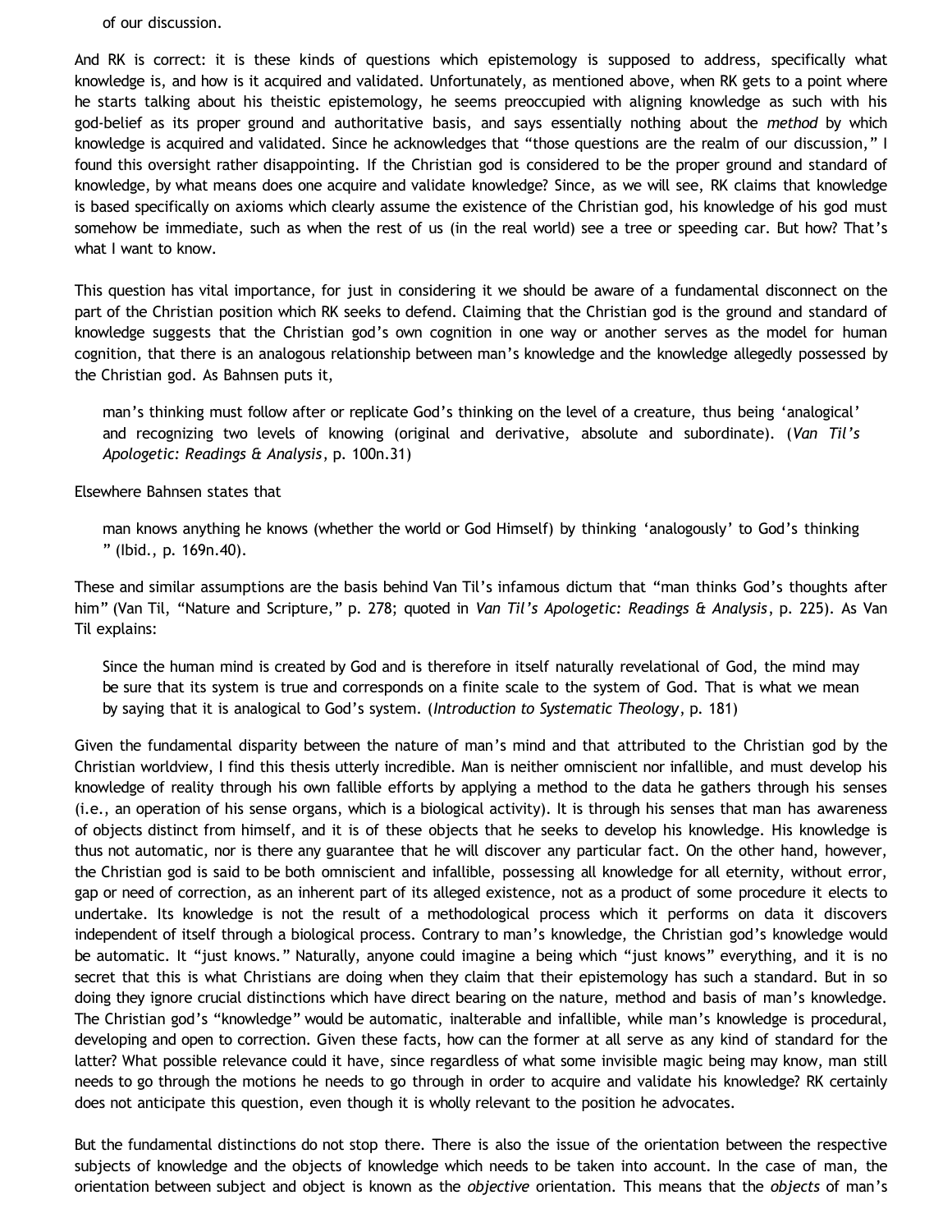of our discussion.

And RK is correct: it is these kinds of questions which epistemology is supposed to address, specifically what knowledge is, and how is it acquired and validated. Unfortunately, as mentioned above, when RK gets to a point where he starts talking about his theistic epistemology, he seems preoccupied with aligning knowledge as such with his god-belief as its proper ground and authoritative basis, and says essentially nothing about the *method* by which knowledge is acquired and validated. Since he acknowledges that "those questions are the realm of our discussion," I found this oversight rather disappointing. If the Christian god is considered to be the proper ground and standard of knowledge, by what means does one acquire and validate knowledge? Since, as we will see, RK claims that knowledge is based specifically on axioms which clearly assume the existence of the Christian god, his knowledge of his god must somehow be immediate, such as when the rest of us (in the real world) see a tree or speeding car. But how? That's what I want to know.

This question has vital importance, for just in considering it we should be aware of a fundamental disconnect on the part of the Christian position which RK seeks to defend. Claiming that the Christian god is the ground and standard of knowledge suggests that the Christian god's own cognition in one way or another serves as the model for human cognition, that there is an analogous relationship between man's knowledge and the knowledge allegedly possessed by the Christian god. As Bahnsen puts it,

> man's thinking must follow after or replicate God's thinking on the level of a creature, thus being 'analogical' and recognizing two levels of knowing (original and derivative, absolute and subordinate). (*Van Til's Apologetic: Readings & Analysis*, p. 100n.31)

Elsewhere Bahnsen states that

> man knows anything he knows (whether the world or God Himself) by thinking 'analogously' to God's thinking " (Ibid., p. 169n.40).

These and similar assumptions are the basis behind Van Til's infamous dictum that "man thinks God's thoughts after him" (Van Til, "Nature and Scripture," p. 278; quoted in *Van Til's Apologetic: Readings & Analysis*, p. 225). As Van Til explains:

> Since the human mind is created by God and is therefore in itself naturally revelational of God, the mind may be sure that its system is true and corresponds on a finite scale to the system of God. That is what we mean by saying that it is analogical to God's system. (*Introduction to Systematic Theology*, p. 181)

Given the fundamental disparity between the nature of man's mind and that attributed to the Christian god by the Christian worldview, I find this thesis utterly incredible. Man is neither omniscient nor infallible, and must develop his knowledge of reality through his own fallible efforts by applying a method to the data he gathers through his senses (i.e., an operation of his sense organs, which is a biological activity). It is through his senses that man has awareness of objects distinct from himself, and it is of these objects that he seeks to develop his knowledge. His knowledge is thus not automatic, nor is there any guarantee that he will discover any particular fact. On the other hand, however, the Christian god is said to be both omniscient and infallible, possessing all knowledge for all eternity, without error, gap or need of correction, as an inherent part of its alleged existence, not as a product of some procedure it elects to undertake. Its knowledge is not the result of a methodological process which it performs on data it discovers independent of itself through a biological process. Contrary to man's knowledge, the Christian god's knowledge would be automatic. It "just knows." Naturally, anyone could imagine a being which "just knows" everything, and it is no secret that this is what Christians are doing when they claim that their epistemology has such a standard. But in so doing they ignore crucial distinctions which have direct bearing on the nature, method and basis of man's knowledge. The Christian god's "knowledge" would be automatic, inalterable and infallible, while man's knowledge is procedural, developing and open to correction. Given these facts, how can the former at all serve as any kind of standard for the latter? What possible relevance could it have, since regardless of what some invisible magic being may know, man still needs to go through the motions he needs to go through in order to acquire and validate his knowledge? RK certainly does not anticipate this question, even though it is wholly relevant to the position he advocates.

But the fundamental distinctions do not stop there. There is also the issue of the orientation between the respective subjects of knowledge and the objects of knowledge which needs to be taken into account. In the case of man, the orientation between subject and object is known as the *objective* orientation. This means that the *objects* of man's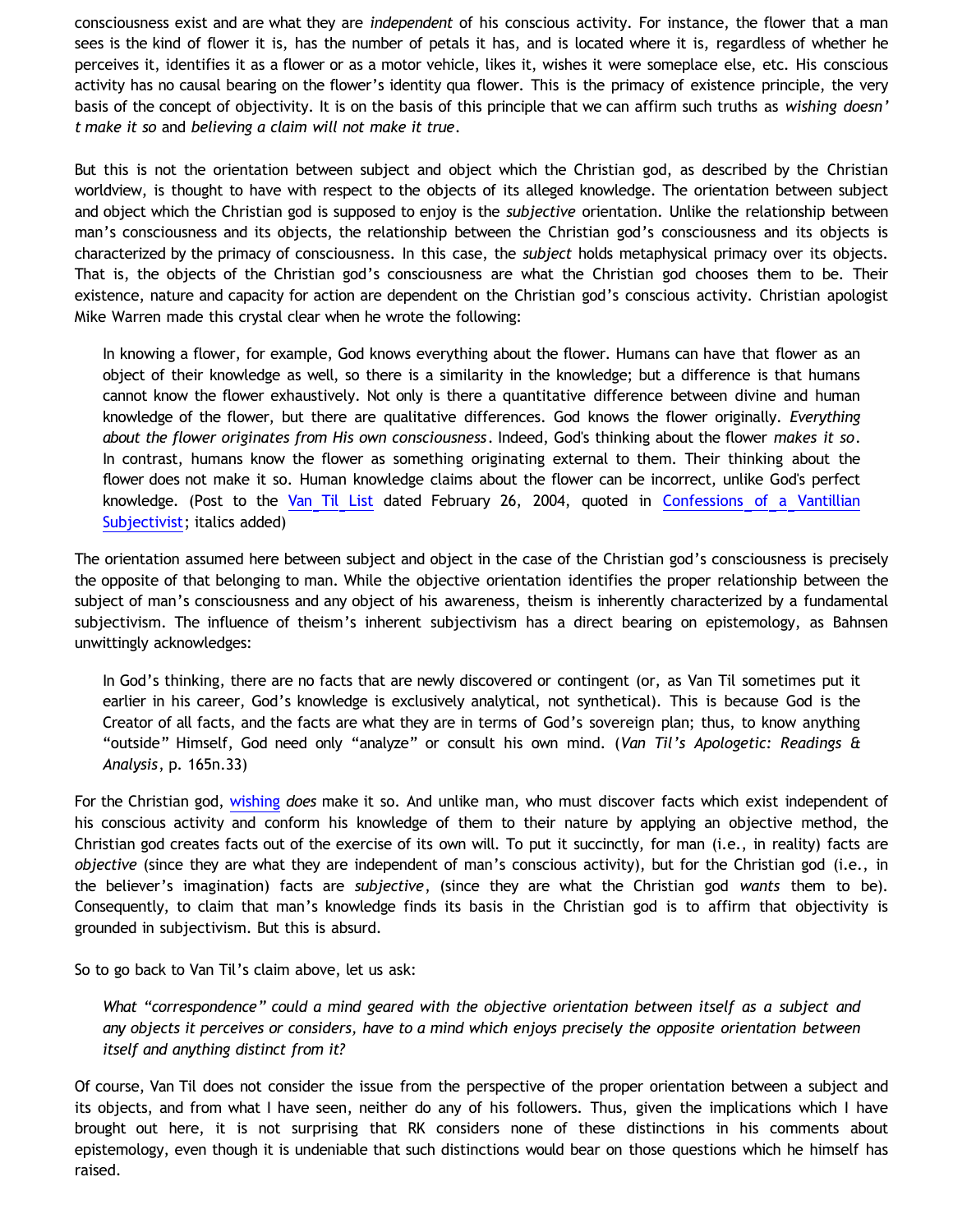consciousness exist and are what they are *independent* of his conscious activity. For instance, the flower that a man sees is the kind of flower it is, has the number of petals it has, and is located where it is, regardless of whether he perceives it, identifies it as a flower or as a motor vehicle, likes it, wishes it were someplace else, etc. His conscious activity has no causal bearing on the flower's identity qua flower. This is the primacy of existence principle, the very basis of the concept of objectivity. It is on the basis of this principle that we can affirm such truths as *wishing doesn't make it so* and *believing a claim will not make it true*.

But this is not the orientation between subject and object which the Christian god, as described by the Christian worldview, is thought to have with respect to the objects of its alleged knowledge. The orientation between subject and object which the Christian god is supposed to enjoy is the *subjective* orientation. Unlike the relationship between man's consciousness and its objects, the relationship between the Christian god's consciousness and its objects is characterized by the primacy of consciousness. In this case, the *subject* holds metaphysical primacy over its objects. That is, the objects of the Christian god's consciousness are what the Christian god chooses them to be. Their existence, nature and capacity for action are dependent on the Christian god's conscious activity. Christian apologist Mike Warren made this crystal clear when he wrote the following:

> In knowing a flower, for example, God knows everything about the flower. Humans can have that flower as an object of their knowledge as well, so there is a similarity in the knowledge; but a difference is that humans cannot know the flower exhaustively. Not only is there a quantitative difference between divine and human knowledge of the flower, but there are qualitative differences. God knows the flower originally. *Everything about the flower originates from His own consciousness*. Indeed, God's thinking about the flower *makes it so*. In contrast, humans know the flower as something originating external to them. Their thinking about the flower does not make it so. Human knowledge claims about the flower can be incorrect, unlike God's perfect knowledge. (Post to the Van Til List dated February 26, 2004, quoted in Confessions of a Vantillian Subjectivist; italics added)

The orientation assumed here between subject and object in the case of the Christian god's consciousness is precisely the opposite of that belonging to man. While the objective orientation identifies the proper relationship between the subject of man's consciousness and any object of his awareness, theism is inherently characterized by a fundamental subjectivism. The influence of theism's inherent subjectivism has a direct bearing on epistemology, as Bahnsen unwittingly acknowledges:

> In God's thinking, there are no facts that are newly discovered or contingent (or, as Van Til sometimes put it earlier in his career, God's knowledge is exclusively analytical, not synthetical). This is because God is the Creator of all facts, and the facts are what they are in terms of God's sovereign plan; thus, to know anything "outside" Himself, God need only "analyze" or consult his own mind. (*Van Til's Apologetic: Readings & Analysis*, p. 165n.33)

For the Christian god, wishing *does* make it so. And unlike man, who must discover facts which exist independent of his conscious activity and conform his knowledge of them to their nature by applying an objective method, the Christian god creates facts out of the exercise of its own will. To put it succinctly, for man (i.e., in reality) facts are *objective* (since they are what they are independent of man's conscious activity), but for the Christian god (i.e., in the believer's imagination) facts are *subjective*, (since they are what the Christian god *wants* them to be). Consequently, to claim that man's knowledge finds its basis in the Christian god is to affirm that objectivity is grounded in subjectivism. But this is absurd.

So to go back to Van Til's claim above, let us ask:

> *What "correspondence" could a mind geared with the objective orientation between itself as a subject and any objects it perceives or considers, have to a mind which enjoys precisely the opposite orientation between itself and anything distinct from it?*

Of course, Van Til does not consider the issue from the perspective of the proper orientation between a subject and its objects, and from what I have seen, neither do any of his followers. Thus, given the implications which I have brought out here, it is not surprising that RK considers none of these distinctions in his comments about epistemology, even though it is undeniable that such distinctions would bear on those questions which he himself has raised.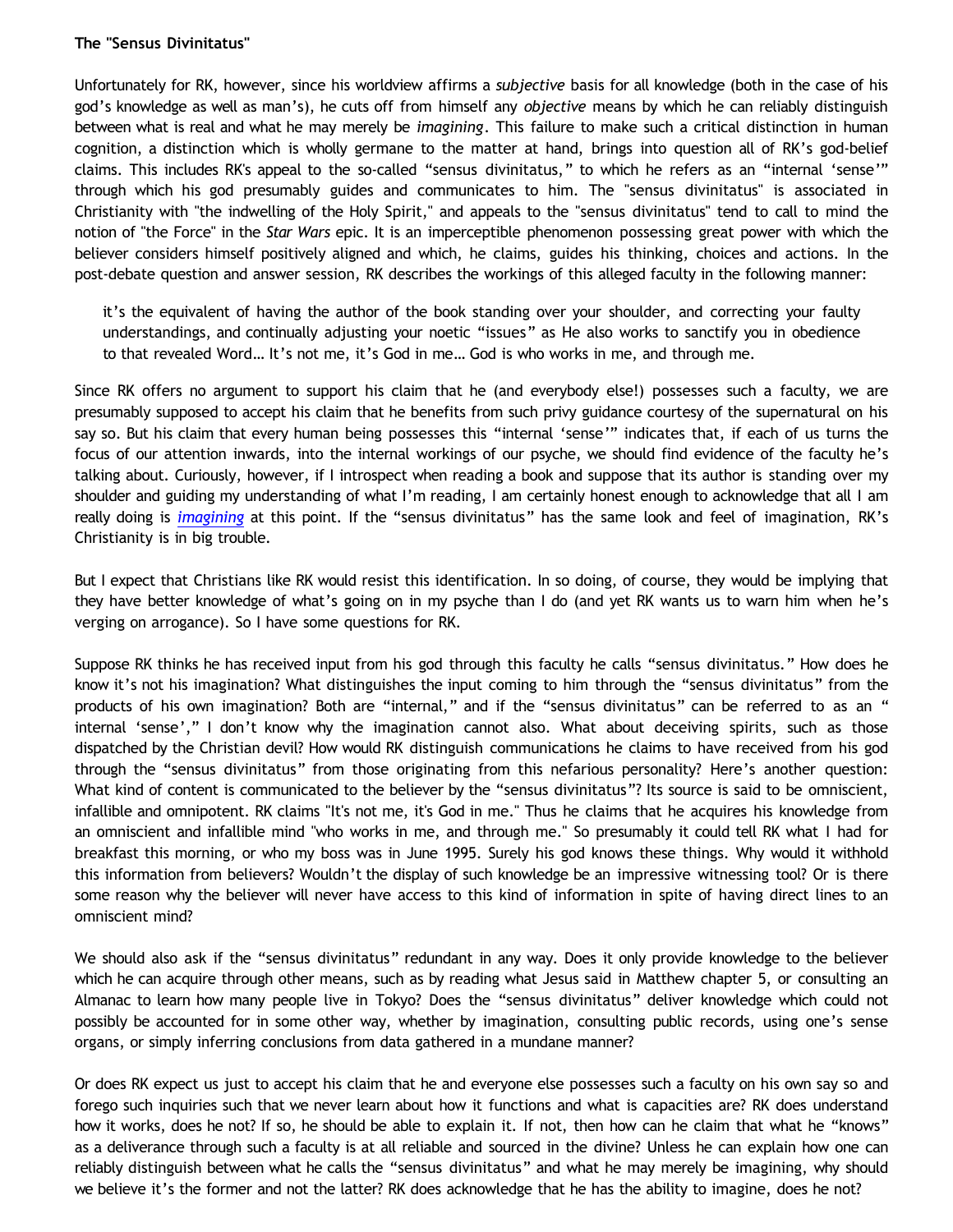**The "Sensus Divinitatus"**

Unfortunately for RK, however, since his worldview affirms a *subjective* basis for all knowledge (both in the case of his god's knowledge as well as man's), he cuts off from himself any *objective* means by which he can reliably distinguish between what is real and what he may merely be *imagining*. This failure to make such a critical distinction in human cognition, a distinction which is wholly germane to the matter at hand, brings into question all of RK's god-belief claims. This includes RK's appeal to the so-called "sensus divinitatus," to which he refers as an "internal 'sense'" through which his god presumably guides and communicates to him. The "sensus divinitatus" is associated in Christianity with "the indwelling of the Holy Spirit," and appeals to the "sensus divinitatus" tend to call to mind the notion of "the Force" in the *Star Wars* epic. It is an imperceptible phenomenon possessing great power with which the believer considers himself positively aligned and which, he claims, guides his thinking, choices and actions. In the post-debate question and answer session, RK describes the workings of this alleged faculty in the following manner:

> it's the equivalent of having the author of the book standing over your shoulder, and correcting your faulty understandings, and continually adjusting your noetic "issues" as He also works to sanctify you in obedience to that revealed Word… It's not me, it's God in me… God is who works in me, and through me.

Since RK offers no argument to support his claim that he (and everybody else!) possesses such a faculty, we are presumably supposed to accept his claim that he benefits from such privy guidance courtesy of the supernatural on his say so. But his claim that every human being possesses this "internal 'sense'" indicates that, if each of us turns the focus of our attention inwards, into the internal workings of our psyche, we should find evidence of the faculty he's talking about. Curiously, however, if I introspect when reading a book and suppose that its author is standing over my shoulder and guiding my understanding of what I'm reading, I am certainly honest enough to acknowledge that all I am really doing is *imagining* at this point. If the "sensus divinitatus" has the same look and feel of imagination, RK's Christianity is in big trouble.

But I expect that Christians like RK would resist this identification. In so doing, of course, they would be implying that they have better knowledge of what's going on in my psyche than I do (and yet RK wants us to warn him when he's verging on arrogance). So I have some questions for RK.

Suppose RK thinks he has received input from his god through this faculty he calls "sensus divinitatus." How does he know it's not his imagination? What distinguishes the input coming to him through the "sensus divinitatus" from the products of his own imagination? Both are "internal," and if the "sensus divinitatus" can be referred to as an " internal 'sense'," I don't know why the imagination cannot also. What about deceiving spirits, such as those dispatched by the Christian devil? How would RK distinguish communications he claims to have received from his god through the "sensus divinitatus" from those originating from this nefarious personality? Here's another question: What kind of content is communicated to the believer by the "sensus divinitatus"? Its source is said to be omniscient, infallible and omnipotent. RK claims "It's not me, it's God in me." Thus he claims that he acquires his knowledge from an omniscient and infallible mind "who works in me, and through me." So presumably it could tell RK what I had for breakfast this morning, or who my boss was in June 1995. Surely his god knows these things. Why would it withhold this information from believers? Wouldn't the display of such knowledge be an impressive witnessing tool? Or is there some reason why the believer will never have access to this kind of information in spite of having direct lines to an omniscient mind?

We should also ask if the "sensus divinitatus" redundant in any way. Does it only provide knowledge to the believer which he can acquire through other means, such as by reading what Jesus said in Matthew chapter 5, or consulting an Almanac to learn how many people live in Tokyo? Does the "sensus divinitatus" deliver knowledge which could not possibly be accounted for in some other way, whether by imagination, consulting public records, using one's sense organs, or simply inferring conclusions from data gathered in a mundane manner?

Or does RK expect us just to accept his claim that he and everyone else possesses such a faculty on his own say so and forego such inquiries such that we never learn about how it functions and what is capacities are? RK does understand how it works, does he not? If so, he should be able to explain it. If not, then how can he claim that what he "knows" as a deliverance through such a faculty is at all reliable and sourced in the divine? Unless he can explain how one can reliably distinguish between what he calls the "sensus divinitatus" and what he may merely be imagining, why should we believe it's the former and not the latter? RK does acknowledge that he has the ability to imagine, does he not?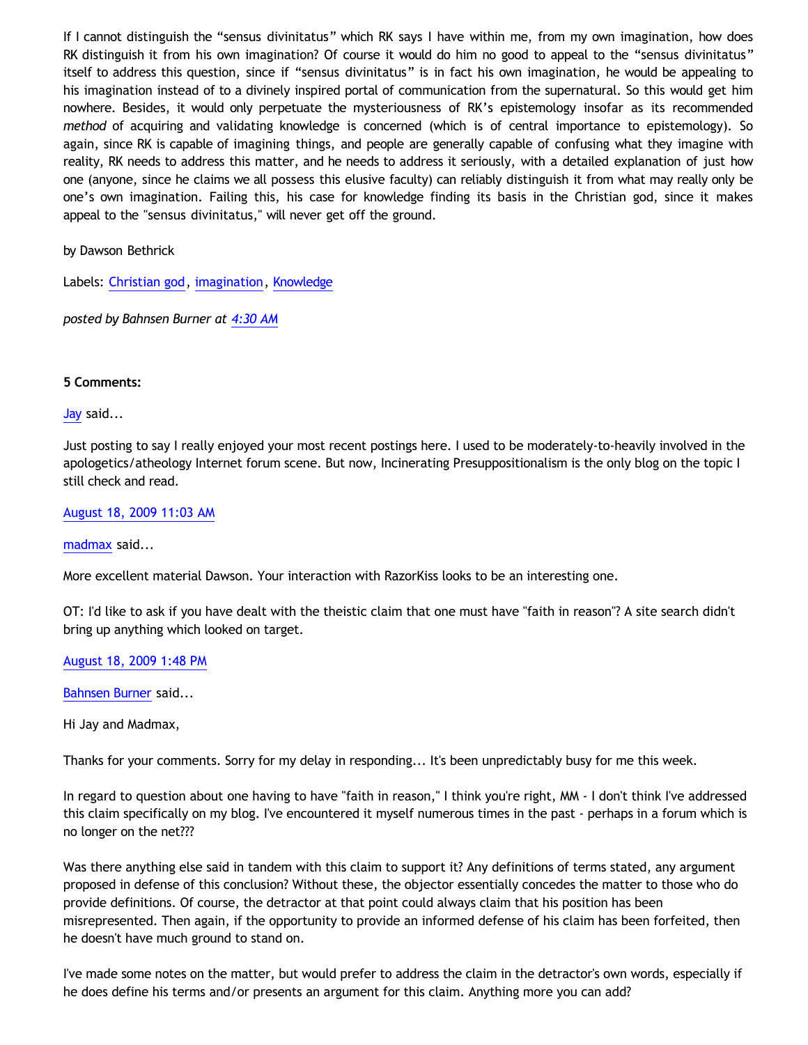If I cannot distinguish the “sensus divinitatus” which RK says I have within me, from my own imagination, how does RK distinguish it from his own imagination? Of course it would do him no good to appeal to the “sensus divinitatus” itself to address this question, since if “sensus divinitatus” is in fact his own imagination, he would be appealing to his imagination instead of to a divinely inspired portal of communication from the supernatural. So this would get him nowhere. Besides, it would only perpetuate the mysteriousness of RK’s epistemology insofar as its recommended *method* of acquiring and validating knowledge is concerned (which is of central importance to epistemology). So again, since RK is capable of imagining things, and people are generally capable of confusing what they imagine with reality, RK needs to address this matter, and he needs to address it seriously, with a detailed explanation of just how one (anyone, since he claims we all possess this elusive faculty) can reliably distinguish it from what may really only be one’s own imagination. Failing this, his case for knowledge finding its basis in the Christian god, since it makes appeal to the "sensus divinitatus," will never get off the ground.

by Dawson Bethrick

Labels: Christian god, imagination, Knowledge

*posted by Bahnsen Burner at 4:30 AM*

**5 Comments:**

Jay said...

Just posting to say I really enjoyed your most recent postings here. I used to be moderately-to-heavily involved in the apologetics/atheology Internet forum scene. But now, Incinerating Presuppositionalism is the only blog on the topic I still check and read.

August 18, 2009 11:03 AM

madmax said...

More excellent material Dawson. Your interaction with RazorKiss looks to be an interesting one.

OT: I'd like to ask if you have dealt with the theistic claim that one must have "faith in reason"? A site search didn't bring up anything which looked on target.

August 18, 2009 1:48 PM

Bahnsen Burner said...

Hi Jay and Madmax,

Thanks for your comments. Sorry for my delay in responding... It's been unpredictably busy for me this week.

In regard to question about one having to have "faith in reason," I think you're right, MM - I don't think I've addressed this claim specifically on my blog. I've encountered it myself numerous times in the past - perhaps in a forum which is no longer on the net???

Was there anything else said in tandem with this claim to support it? Any definitions of terms stated, any argument proposed in defense of this conclusion? Without these, the objector essentially concedes the matter to those who do provide definitions. Of course, the detractor at that point could always claim that his position has been misrepresented. Then again, if the opportunity to provide an informed defense of his claim has been forfeited, then he doesn't have much ground to stand on.

I've made some notes on the matter, but would prefer to address the claim in the detractor's own words, especially if he does define his terms and/or presents an argument for this claim. Anything more you can add?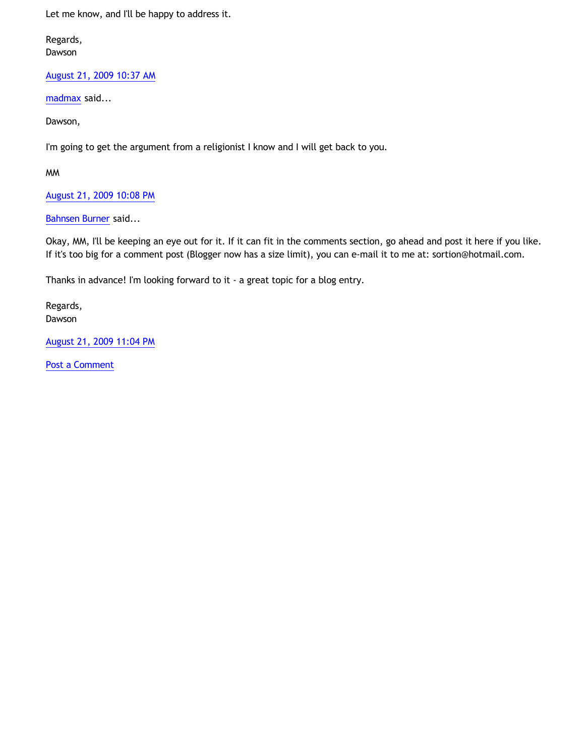Let me know, and I'll be happy to address it.

Regards,
Dawson

August 21, 2009 10:37 AM

madmax said...

Dawson,

I'm going to get the argument from a religionist I know and I will get back to you.

MM

August 21, 2009 10:08 PM

Bahnsen Burner said...

Okay, MM, I'll be keeping an eye out for it. If it can fit in the comments section, go ahead and post it here if you like. If it's too big for a comment post (Blogger now has a size limit), you can e-mail it to me at: sortion@hotmail.com.

Thanks in advance! I'm looking forward to it - a great topic for a blog entry.

Regards,
Dawson

August 21, 2009 11:04 PM

Post a Comment